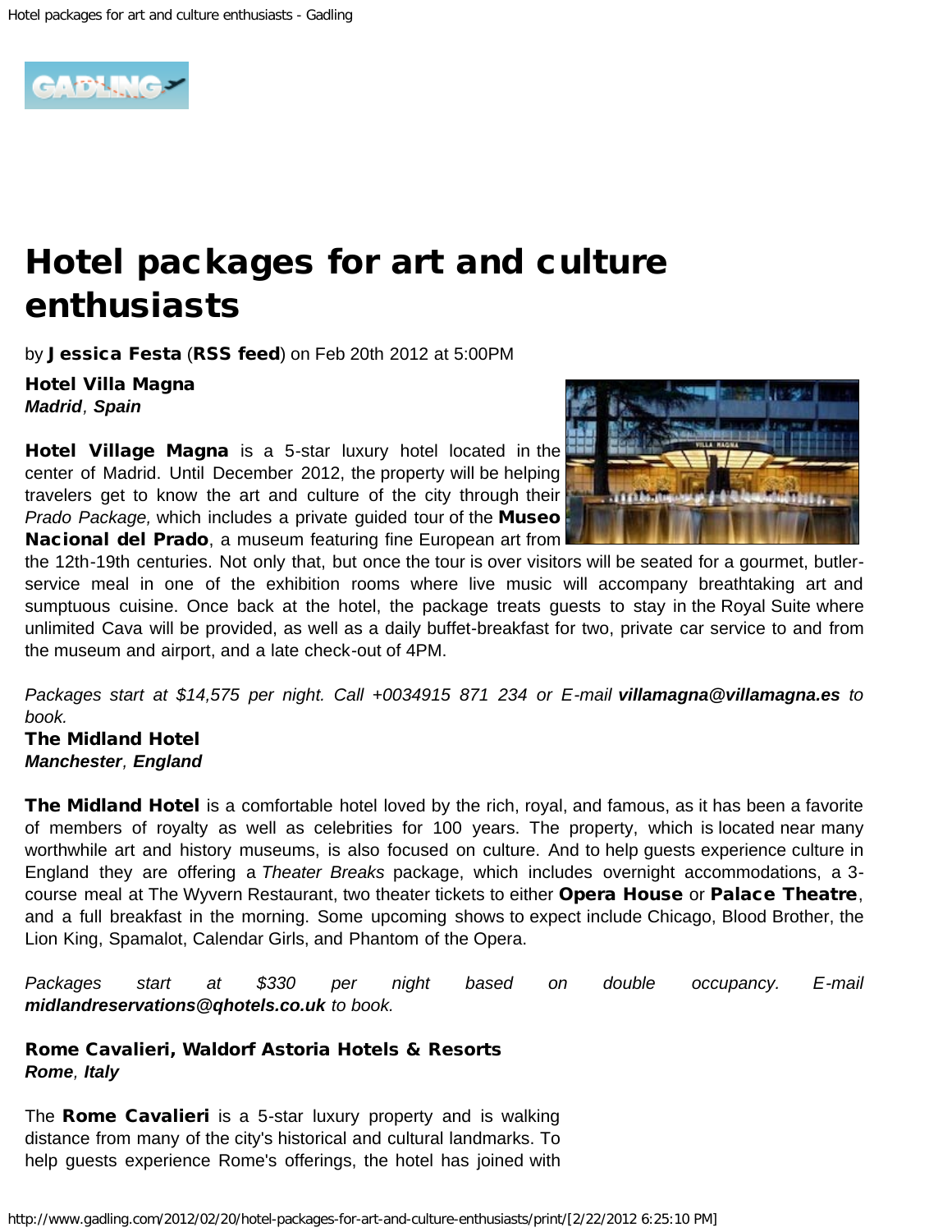# Hotel packages for art and culture enthusiasts

by **Jessica Festa** (**RSS feed**) on Feb 20th 2012 at 5:00PM

**Hotel Villa Magna**
***Madrid**, **Spain***

**Hotel Village Magna** is a 5-star luxury hotel located in the center of Madrid. Until December 2012, the property will be helping travelers get to know the art and culture of the city through their *Prado Package,* which includes a private guided tour of the **Museo Nacional del Prado**, a museum featuring fine European art from the 12th-19th centuries. Not only that, but once the tour is over visitors will be seated for a gourmet, butler-service meal in one of the exhibition rooms where live music will accompany breathtaking art and sumptuous cuisine. Once back at the hotel, the package treats guests to stay in the Royal Suite where unlimited Cava will be provided, as well as a daily buffet-breakfast for two, private car service to and from the museum and airport, and a late check-out of 4PM.

*Packages start at $14,575 per night. Call +0034915 871 234 or E-mail **villamagna@villamagna.es** to book.*

**The Midland Hotel**
***Manchester**, **England***

**The Midland Hotel** is a comfortable hotel loved by the rich, royal, and famous, as it has been a favorite of members of royalty as well as celebrities for 100 years. The property, which is located near many worthwhile art and history museums, is also focused on culture. And to help guests experience culture in England they are offering a *Theater Breaks* package, which includes overnight accommodations, a 3-course meal at The Wyvern Restaurant, two theater tickets to either **Opera House** or **Palace Theatre**, and a full breakfast in the morning. Some upcoming shows to expect include Chicago, Blood Brother, the Lion King, Spamalot, Calendar Girls, and Phantom of the Opera.

*Packages start at $330 per night based on double occupancy. E-mail **midlandreservations@qhotels.co.uk** to book.*

**Rome Cavalieri, Waldorf Astoria Hotels & Resorts**
***Rome**, **Italy***

The **Rome Cavalieri** is a 5-star luxury property and is walking distance from many of the city's historical and cultural landmarks. To help guests experience Rome's offerings, the hotel has joined with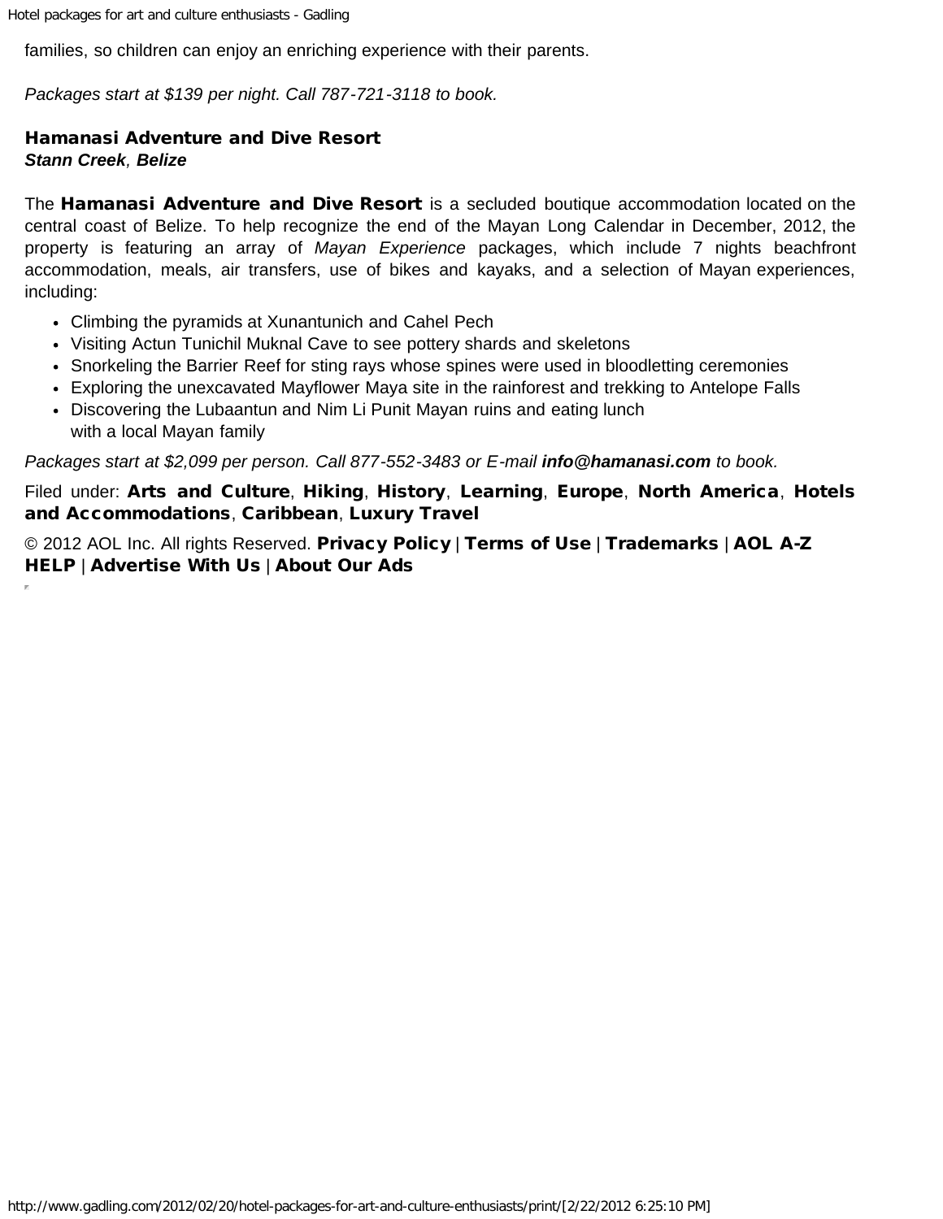families, so children can enjoy an enriching experience with their parents.

*Packages start at $139 per night. Call 787-721-3118 to book.*

### Hamanasi Adventure and Dive Resort
***Stann Creek*, *Belize***

The **Hamanasi Adventure and Dive Resort** is a secluded boutique accommodation located on the central coast of Belize. To help recognize the end of the Mayan Long Calendar in December, 2012, the property is featuring an array of *Mayan Experience* packages, which include 7 nights beachfront accommodation, meals, air transfers, use of bikes and kayaks, and a selection of Mayan experiences, including:

- Climbing the pyramids at Xunantunich and Cahel Pech
- Visiting Actun Tunichil Muknal Cave to see pottery shards and skeletons
- Snorkeling the Barrier Reef for sting rays whose spines were used in bloodletting ceremonies
- Exploring the unexcavated Mayflower Maya site in the rainforest and trekking to Antelope Falls
- Discovering the Lubaantun and Nim Li Punit Mayan ruins and eating lunch with a local Mayan family

*Packages start at $2,099 per person. Call 877-552-3483 or E-mail **info@hamanasi.com** to book.*

Filed under: **Arts and Culture**, **Hiking**, **History**, **Learning**, **Europe**, **North America**, **Hotels and Accommodations**, **Caribbean**, **Luxury Travel**

© 2012 AOL Inc. All rights Reserved. **Privacy Policy** | **Terms of Use** | **Trademarks** | **AOL A-Z HELP** | **Advertise With Us** | **About Our Ads**